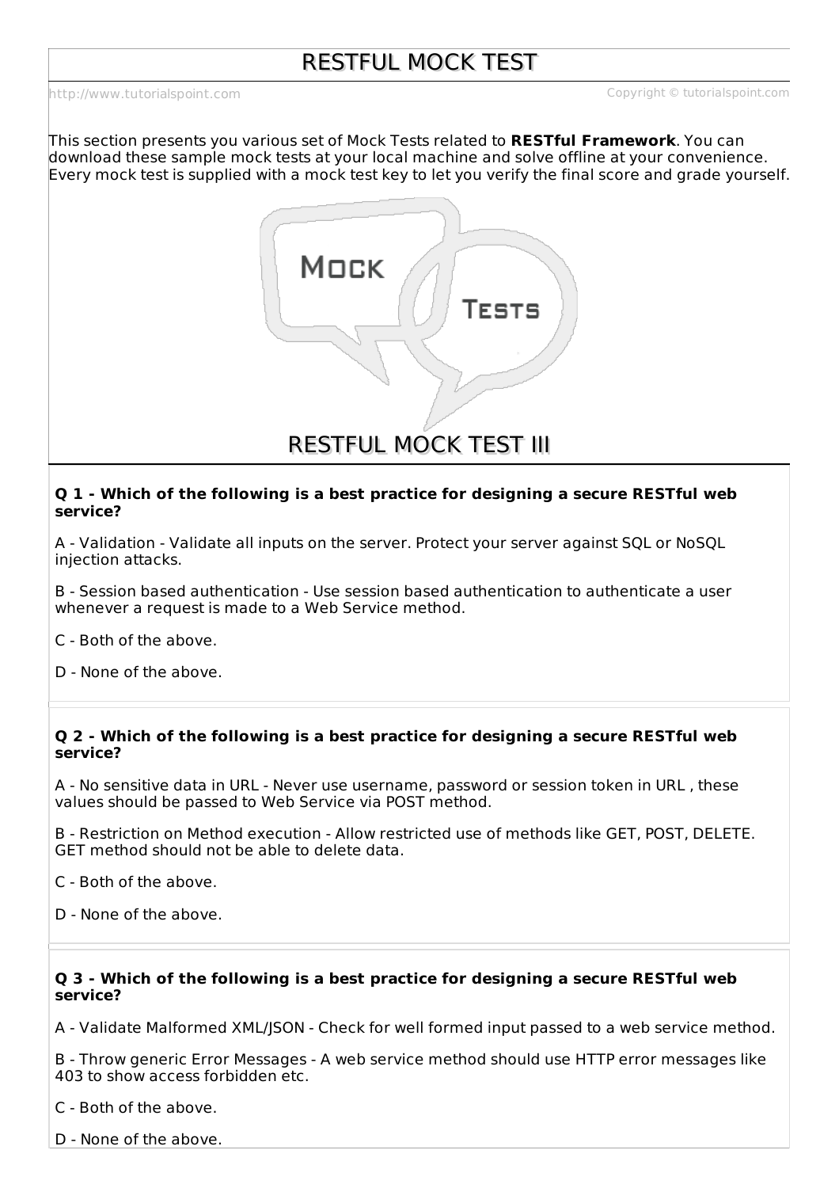# RESTFUL MOCK TEST

http://www.tutorialspoint.com Copyright © tutorialspoint.com

This section presents you various set of Mock Tests related to **RESTful Framework**. You can download these sample mock tests at your local machine and solve offline at your convenience. Every mock test is supplied with a mock test key to let you verify the final score and grade yourself.

## RESTFUL MOCK TEST III

**Q 1 - Which of the following is a best practice for designing a secure RESTful web service?**

A - Validation - Validate all inputs on the server. Protect your server against SQL or NoSQL injection attacks.

B - Session based authentication - Use session based authentication to authenticate a user whenever a request is made to a Web Service method.

C - Both of the above.

D - None of the above.

**Q 2 - Which of the following is a best practice for designing a secure RESTful web service?**

A - No sensitive data in URL - Never use username, password or session token in URL , these values should be passed to Web Service via POST method.

B - Restriction on Method execution - Allow restricted use of methods like GET, POST, DELETE. GET method should not be able to delete data.

C - Both of the above.

D - None of the above.

**Q 3 - Which of the following is a best practice for designing a secure RESTful web service?**

A - Validate Malformed XML/JSON - Check for well formed input passed to a web service method.

B - Throw generic Error Messages - A web service method should use HTTP error messages like 403 to show access forbidden etc.

C - Both of the above.

D - None of the above.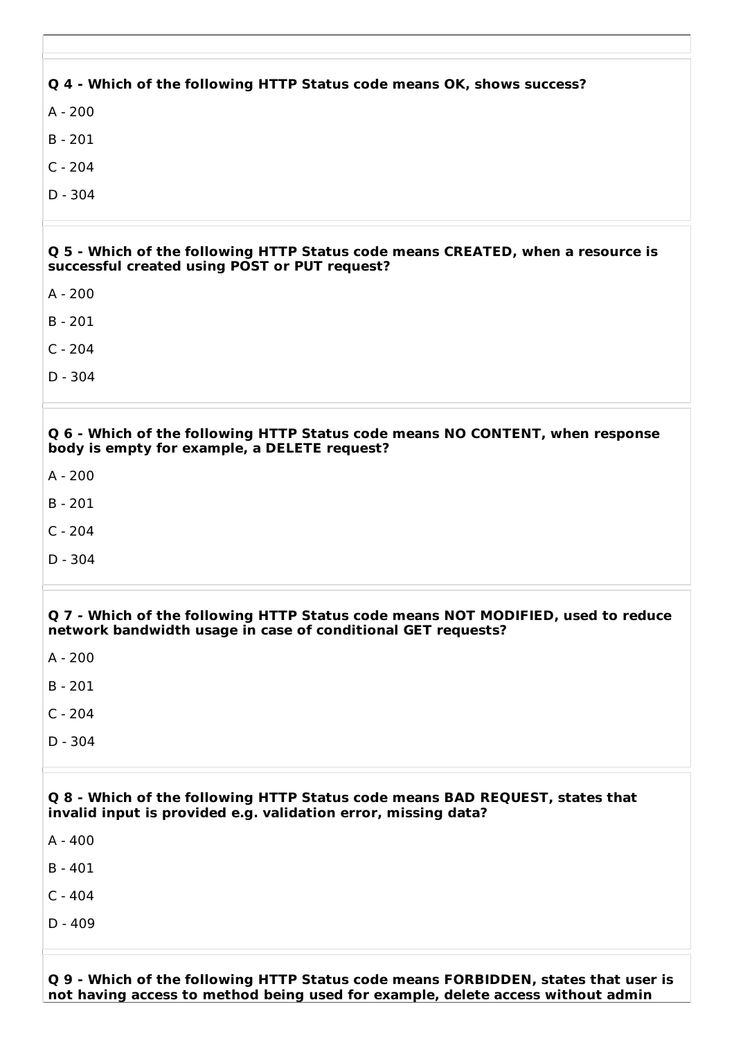**Q 4 - Which of the following HTTP Status code means OK, shows success?**

A - 200

B - 201

C - 204

D - 304

**Q 5 - Which of the following HTTP Status code means CREATED, when a resource is successful created using POST or PUT request?**

A - 200

B - 201

C - 204

D - 304

**Q 6 - Which of the following HTTP Status code means NO CONTENT, when response body is empty for example, a DELETE request?**

A - 200

B - 201

C - 204

D - 304

**Q 7 - Which of the following HTTP Status code means NOT MODIFIED, used to reduce network bandwidth usage in case of conditional GET requests?**

A - 200

B - 201

C - 204

D - 304

**Q 8 - Which of the following HTTP Status code means BAD REQUEST, states that invalid input is provided e.g. validation error, missing data?**

A - 400

B - 401

C - 404

D - 409

**Q 9 - Which of the following HTTP Status code means FORBIDDEN, states that user is not having access to method being used for example, delete access without admin**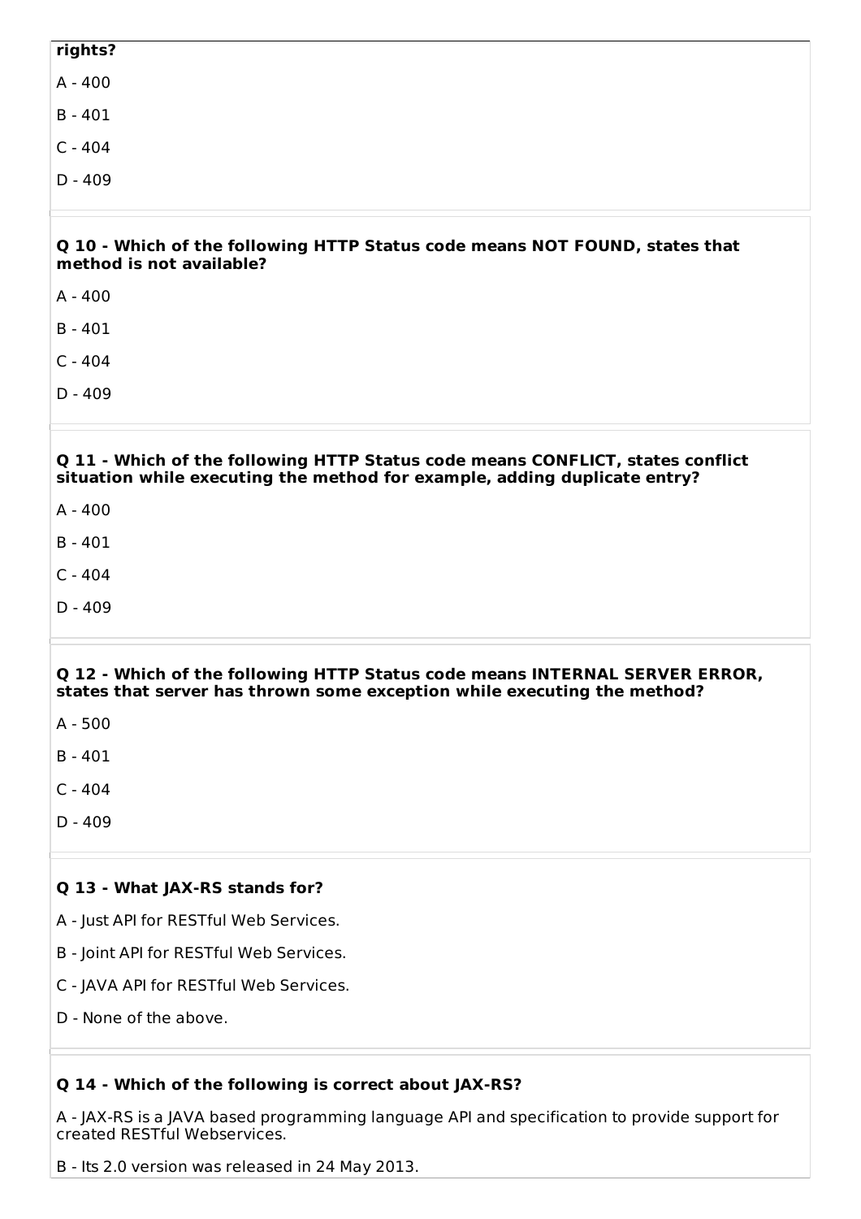**rights?**

A - 400

B - 401

C - 404

D - 409

**Q 10 - Which of the following HTTP Status code means NOT FOUND, states that method is not available?**

A - 400

B - 401

C - 404

D - 409

**Q 11 - Which of the following HTTP Status code means CONFLICT, states conflict situation while executing the method for example, adding duplicate entry?**

A - 400

B - 401

C - 404

D - 409

**Q 12 - Which of the following HTTP Status code means INTERNAL SERVER ERROR, states that server has thrown some exception while executing the method?**

A - 500

B - 401

C - 404

D - 409

**Q 13 - What JAX-RS stands for?**

A - Just API for RESTful Web Services.

B - Joint API for RESTful Web Services.

C - JAVA API for RESTful Web Services.

D - None of the above.

**Q 14 - Which of the following is correct about JAX-RS?**

A - JAX-RS is a JAVA based programming language API and specification to provide support for created RESTful Webservices.

B - Its 2.0 version was released in 24 May 2013.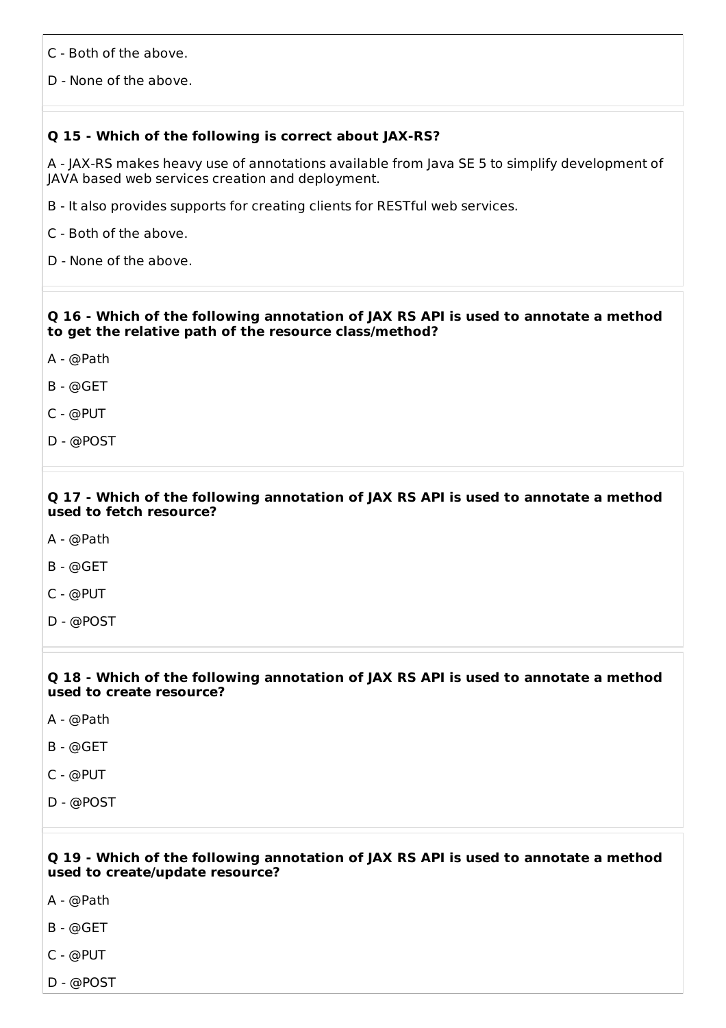C - Both of the above.

D - None of the above.

**Q 15 - Which of the following is correct about JAX-RS?**

A - JAX-RS makes heavy use of annotations available from Java SE 5 to simplify development of JAVA based web services creation and deployment.

B - It also provides supports for creating clients for RESTful web services.

C - Both of the above.

D - None of the above.

**Q 16 - Which of the following annotation of JAX RS API is used to annotate a method to get the relative path of the resource class/method?**

A - @Path

B - @GET

C - @PUT

D - @POST

**Q 17 - Which of the following annotation of JAX RS API is used to annotate a method used to fetch resource?**

A - @Path

B - @GET

C - @PUT

D - @POST

**Q 18 - Which of the following annotation of JAX RS API is used to annotate a method used to create resource?**

A - @Path

B - @GET

C - @PUT

D - @POST

**Q 19 - Which of the following annotation of JAX RS API is used to annotate a method used to create/update resource?**

A - @Path

B - @GET

C - @PUT

D - @POST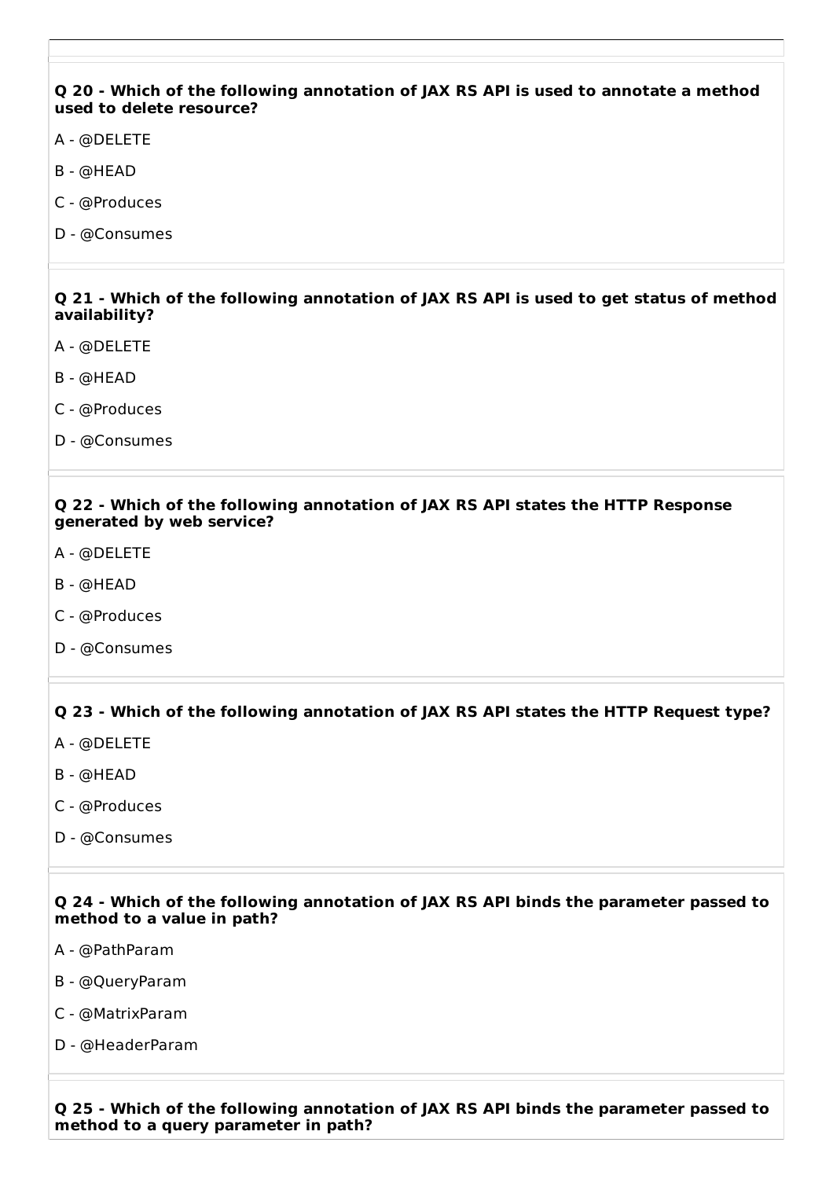**Q 20 - Which of the following annotation of JAX RS API is used to annotate a method used to delete resource?**

A - @DELETE

B - @HEAD

C - @Produces

D - @Consumes

**Q 21 - Which of the following annotation of JAX RS API is used to get status of method availability?**

A - @DELETE

B - @HEAD

C - @Produces

D - @Consumes

**Q 22 - Which of the following annotation of JAX RS API states the HTTP Response generated by web service?**

A - @DELETE

B - @HEAD

C - @Produces

D - @Consumes

**Q 23 - Which of the following annotation of JAX RS API states the HTTP Request type?**

A - @DELETE

B - @HEAD

C - @Produces

D - @Consumes

**Q 24 - Which of the following annotation of JAX RS API binds the parameter passed to method to a value in path?**

A - @PathParam

B - @QueryParam

C - @MatrixParam

D - @HeaderParam

**Q 25 - Which of the following annotation of JAX RS API binds the parameter passed to method to a query parameter in path?**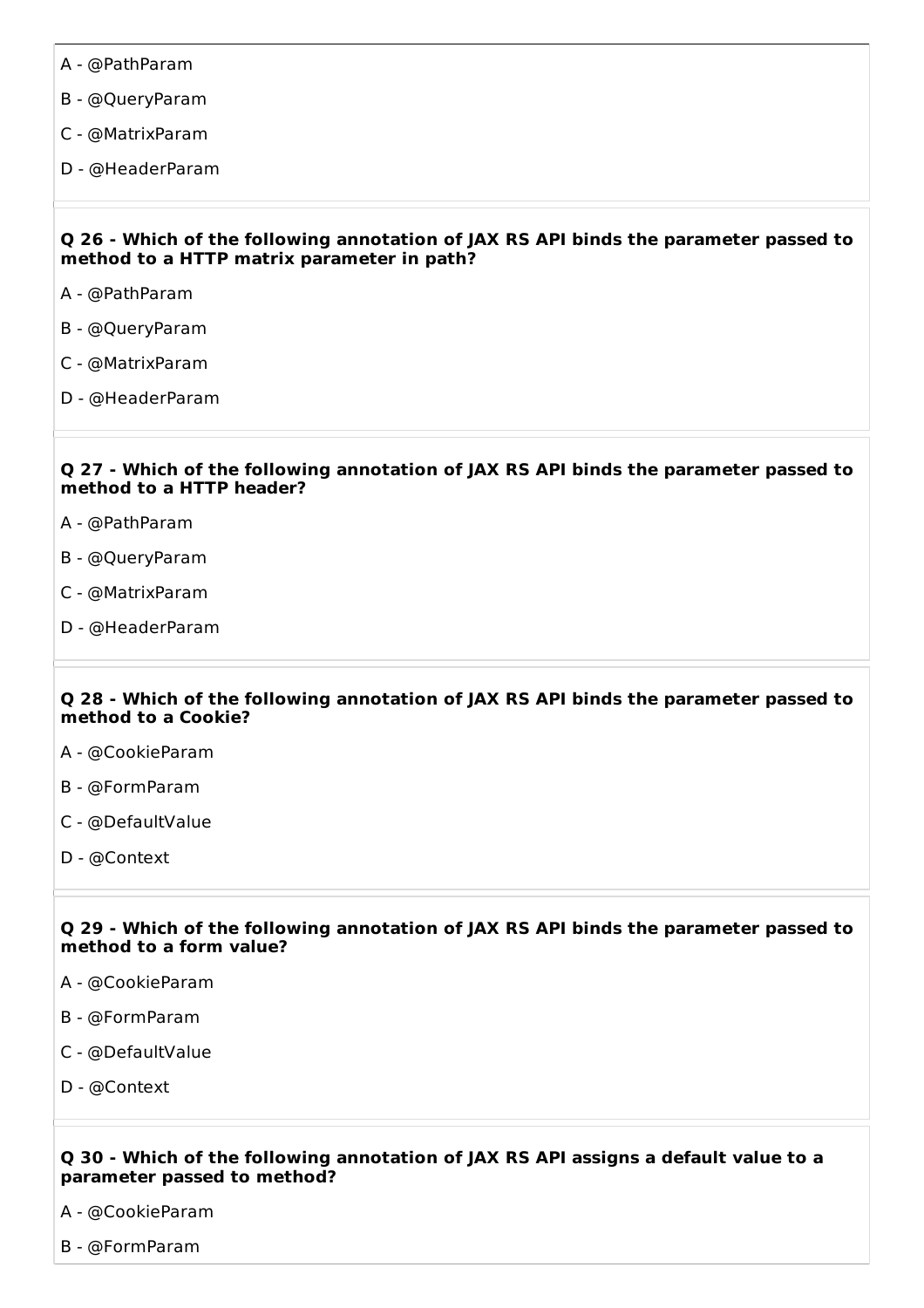A - @PathParam

B - @QueryParam

C - @MatrixParam

D - @HeaderParam

**Q 26 - Which of the following annotation of JAX RS API binds the parameter passed to method to a HTTP matrix parameter in path?**

A - @PathParam

B - @QueryParam

C - @MatrixParam

D - @HeaderParam

**Q 27 - Which of the following annotation of JAX RS API binds the parameter passed to method to a HTTP header?**

A - @PathParam

B - @QueryParam

C - @MatrixParam

D - @HeaderParam

**Q 28 - Which of the following annotation of JAX RS API binds the parameter passed to method to a Cookie?**

A - @CookieParam

B - @FormParam

C - @DefaultValue

D - @Context

**Q 29 - Which of the following annotation of JAX RS API binds the parameter passed to method to a form value?**

A - @CookieParam

B - @FormParam

C - @DefaultValue

D - @Context

**Q 30 - Which of the following annotation of JAX RS API assigns a default value to a parameter passed to method?**

A - @CookieParam

B - @FormParam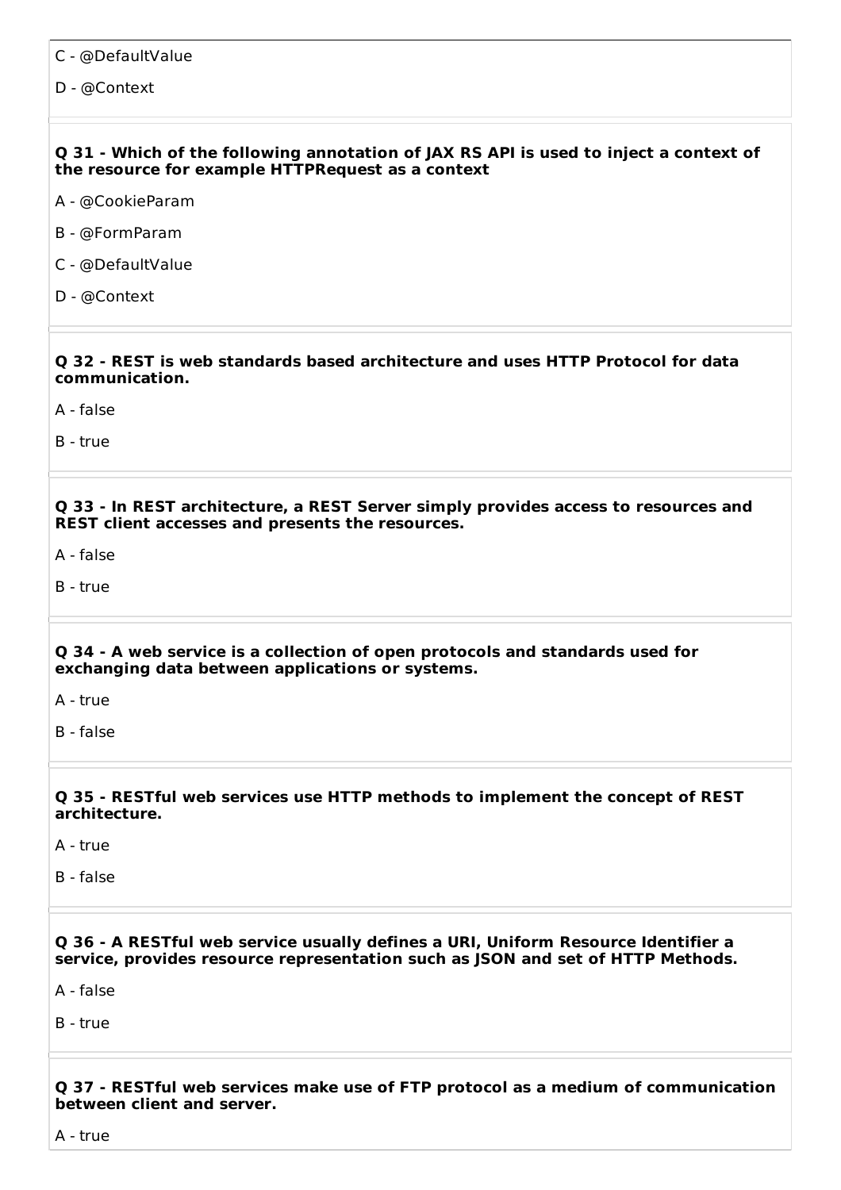C - @DefaultValue

D - @Context

**Q 31 - Which of the following annotation of JAX RS API is used to inject a context of the resource for example HTTPRequest as a context**

A - @CookieParam

B - @FormParam

C - @DefaultValue

D - @Context

**Q 32 - REST is web standards based architecture and uses HTTP Protocol for data communication.**

A - false

B - true

**Q 33 - In REST architecture, a REST Server simply provides access to resources and REST client accesses and presents the resources.**

A - false

B - true

**Q 34 - A web service is a collection of open protocols and standards used for exchanging data between applications or systems.**

A - true

B - false

**Q 35 - RESTful web services use HTTP methods to implement the concept of REST architecture.**

A - true

B - false

**Q 36 - A RESTful web service usually defines a URI, Uniform Resource Identifier a service, provides resource representation such as JSON and set of HTTP Methods.**

A - false

B - true

**Q 37 - RESTful web services make use of FTP protocol as a medium of communication between client and server.**

A - true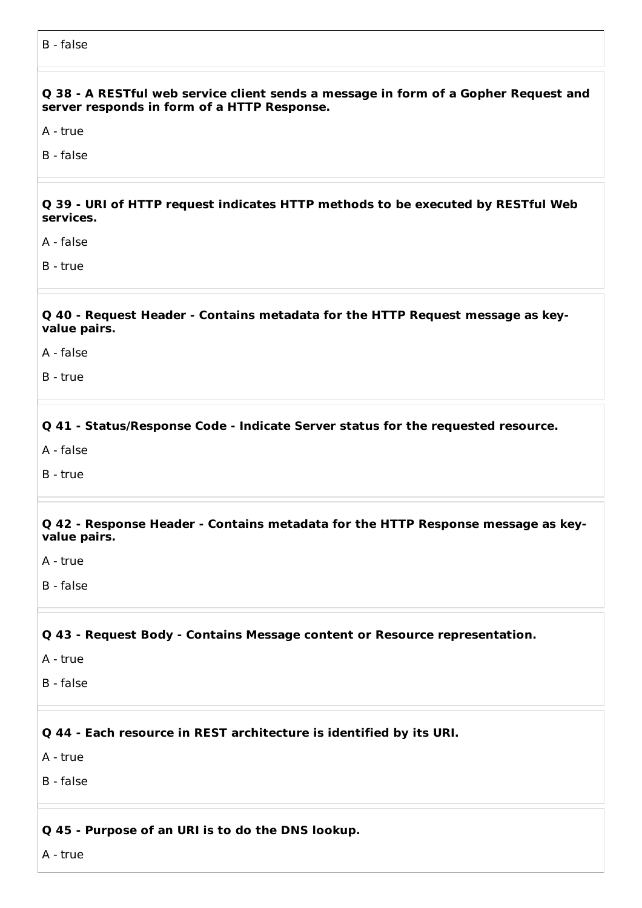B - false

**Q 38 - A RESTful web service client sends a message in form of a Gopher Request and server responds in form of a HTTP Response.**

A - true

B - false

**Q 39 - URI of HTTP request indicates HTTP methods to be executed by RESTful Web services.**

A - false

B - true

**Q 40 - Request Header - Contains metadata for the HTTP Request message as key-value pairs.**

A - false

B - true

**Q 41 - Status/Response Code - Indicate Server status for the requested resource.**

A - false

B - true

**Q 42 - Response Header - Contains metadata for the HTTP Response message as key-value pairs.**

A - true

B - false

**Q 43 - Request Body - Contains Message content or Resource representation.**

A - true

B - false

**Q 44 - Each resource in REST architecture is identified by its URI.**

A - true

B - false

**Q 45 - Purpose of an URI is to do the DNS lookup.**

A - true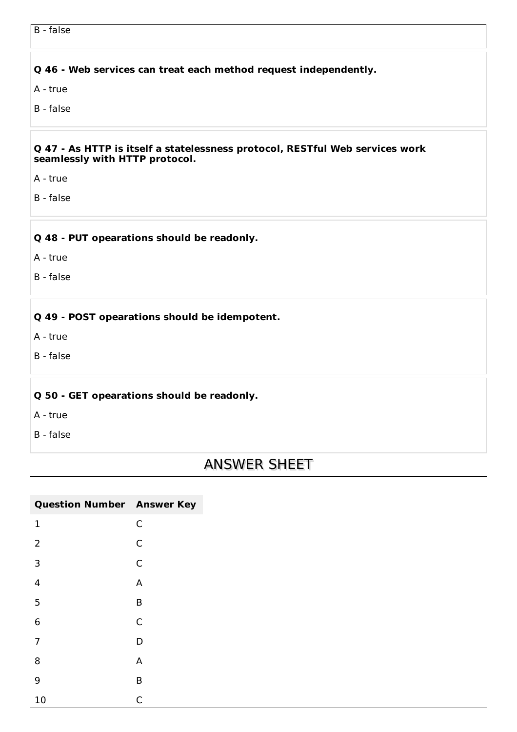B - false

**Q 46 - Web services can treat each method request independently.**

A - true

B - false

**Q 47 - As HTTP is itself a statelessness protocol, RESTful Web services work seamlessly with HTTP protocol.**

A - true

B - false

**Q 48 - PUT opearations should be readonly.**

A - true

B - false

**Q 49 - POST opearations should be idempotent.**

A - true

B - false

**Q 50 - GET opearations should be readonly.**

A - true

B - false

## ANSWER SHEET

| Question Number | Answer Key |
|---|---|
| 1 | C |
| 2 | C |
| 3 | C |
| 4 | A |
| 5 | B |
| 6 | C |
| 7 | D |
| 8 | A |
| 9 | B |
| 10 | C |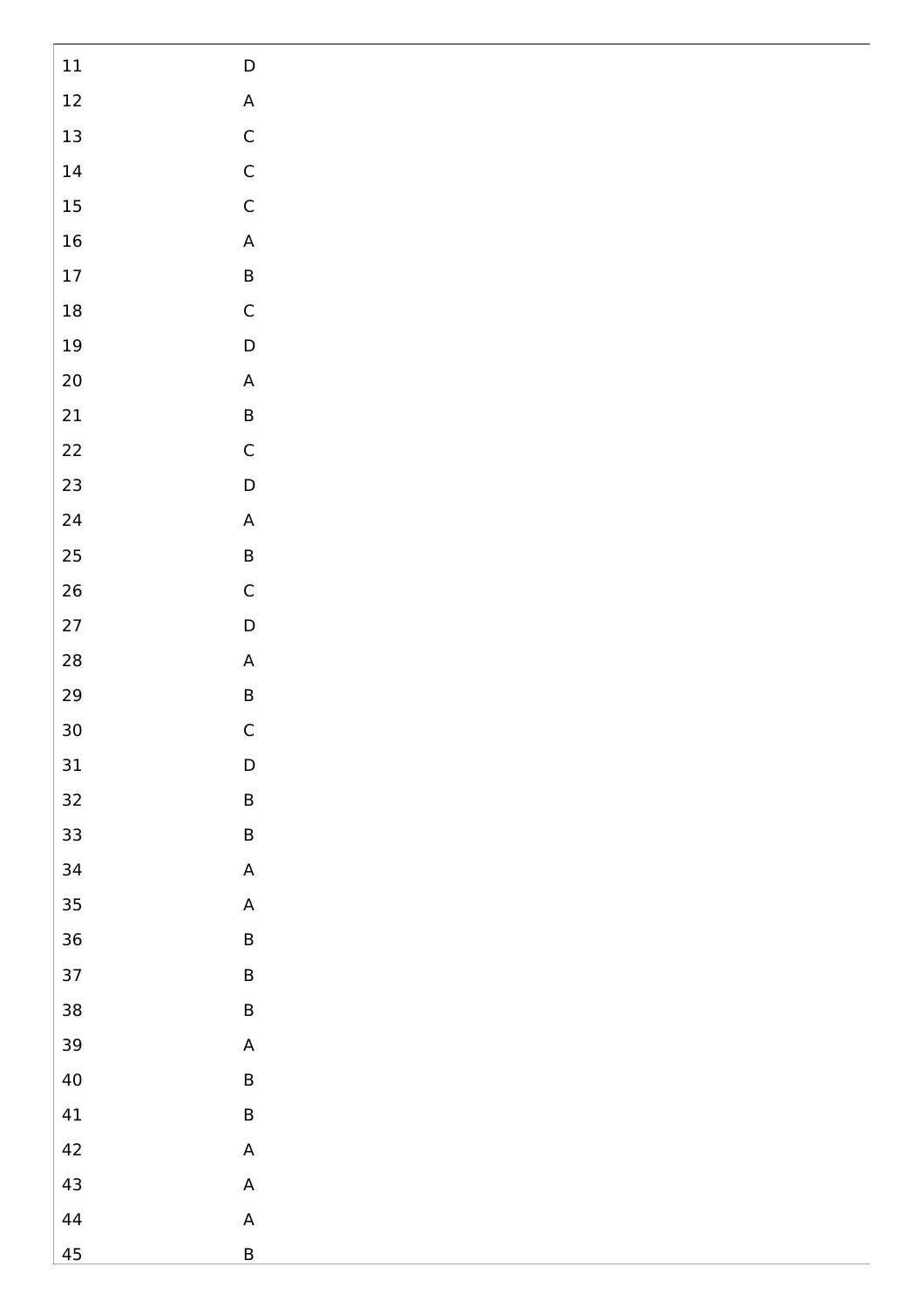| | |
|---|---|
| 11 | D |
| 12 | A |
| 13 | C |
| 14 | C |
| 15 | C |
| 16 | A |
| 17 | B |
| 18 | C |
| 19 | D |
| 20 | A |
| 21 | B |
| 22 | C |
| 23 | D |
| 24 | A |
| 25 | B |
| 26 | C |
| 27 | D |
| 28 | A |
| 29 | B |
| 30 | C |
| 31 | D |
| 32 | B |
| 33 | B |
| 34 | A |
| 35 | A |
| 36 | B |
| 37 | B |
| 38 | B |
| 39 | A |
| 40 | B |
| 41 | B |
| 42 | A |
| 43 | A |
| 44 | A |
| 45 | B |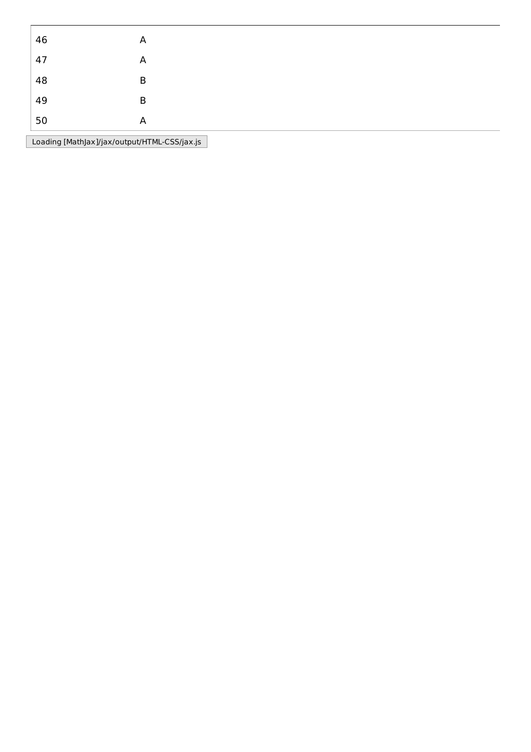| | |
|---|---|
| 46 | A |
| 47 | A |
| 48 | B |
| 49 | B |
| 50 | A |

Loading [MathJax]/jax/output/HTML-CSS/jax.js